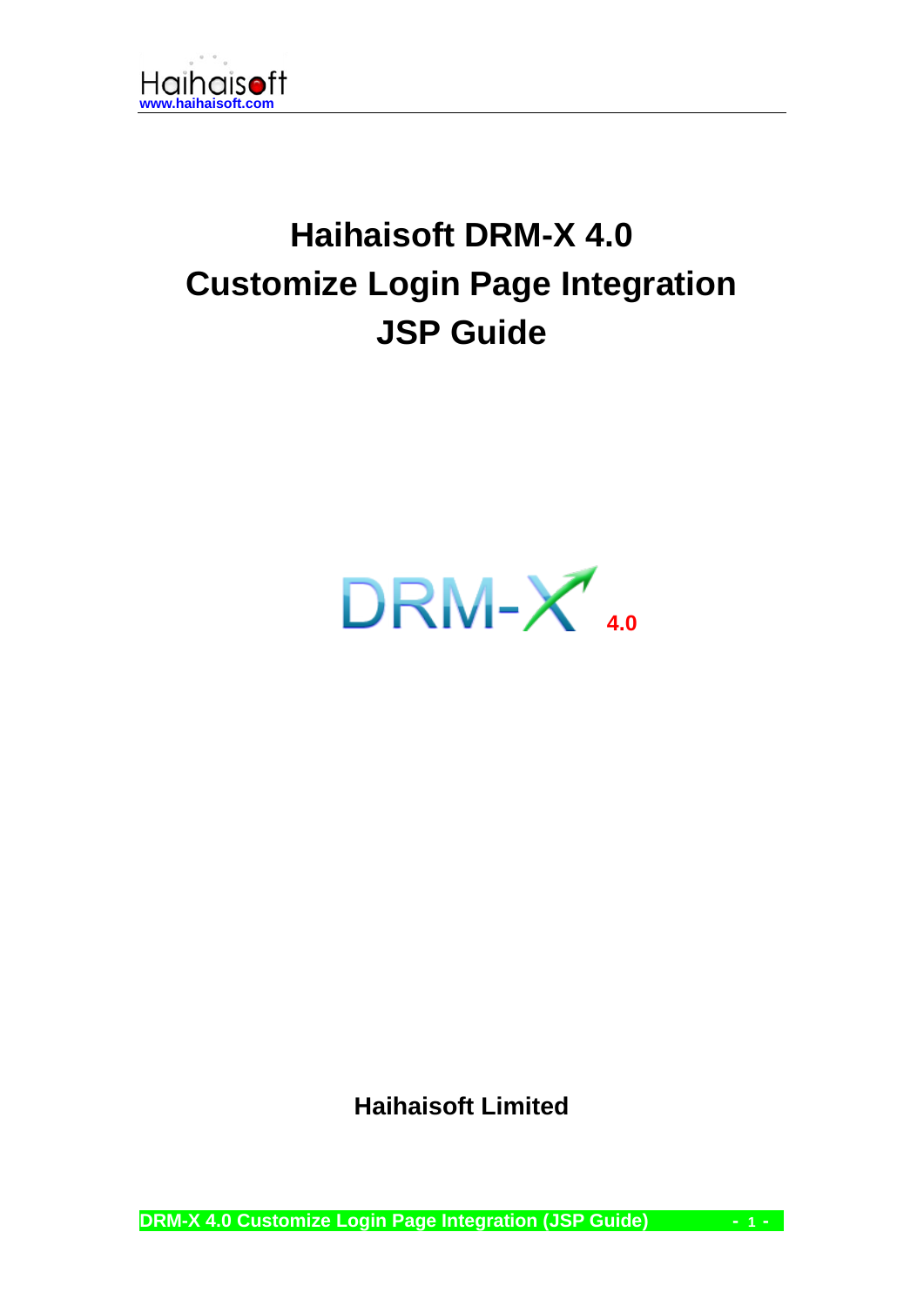# Haihaisoft DRM-X 4.0
# Customize Login Page Integration
# JSP Guide

4.0

**Haihaisoft Limited**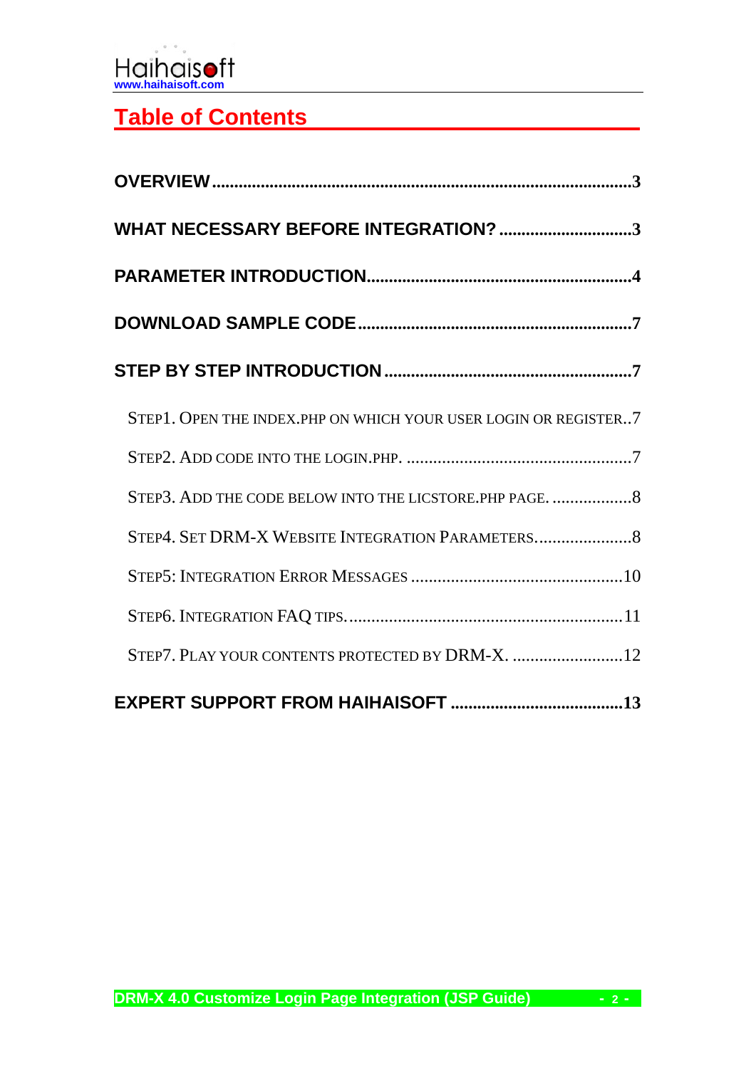# Table of Contents

**OVERVIEW** .......................................................................................... **3**

**WHAT NECESSARY BEFORE INTEGRATION?** .............................. **3**

**PARAMETER INTRODUCTION** ........................................................... **4**

**DOWNLOAD SAMPLE CODE** .............................................................. **7**

**STEP BY STEP INTRODUCTION** ........................................................ **7**

- STEP1. OPEN THE INDEX.PHP ON WHICH YOUR USER LOGIN OR REGISTER..7
- STEP2. ADD CODE INTO THE LOGIN.PHP. ..................................................7
- STEP3. ADD THE CODE BELOW INTO THE LICSTORE.PHP PAGE. ..................8
- STEP4. SET DRM-X WEBSITE INTEGRATION PARAMETERS......................8
- STEP5: INTEGRATION ERROR MESSAGES ...............................................10
- STEP6. INTEGRATION FAQ TIPS.............................................................11
- STEP7. PLAY YOUR CONTENTS PROTECTED BY DRM-X. .........................12

**EXPERT SUPPORT FROM HAIHAISOFT** ........................................ **13**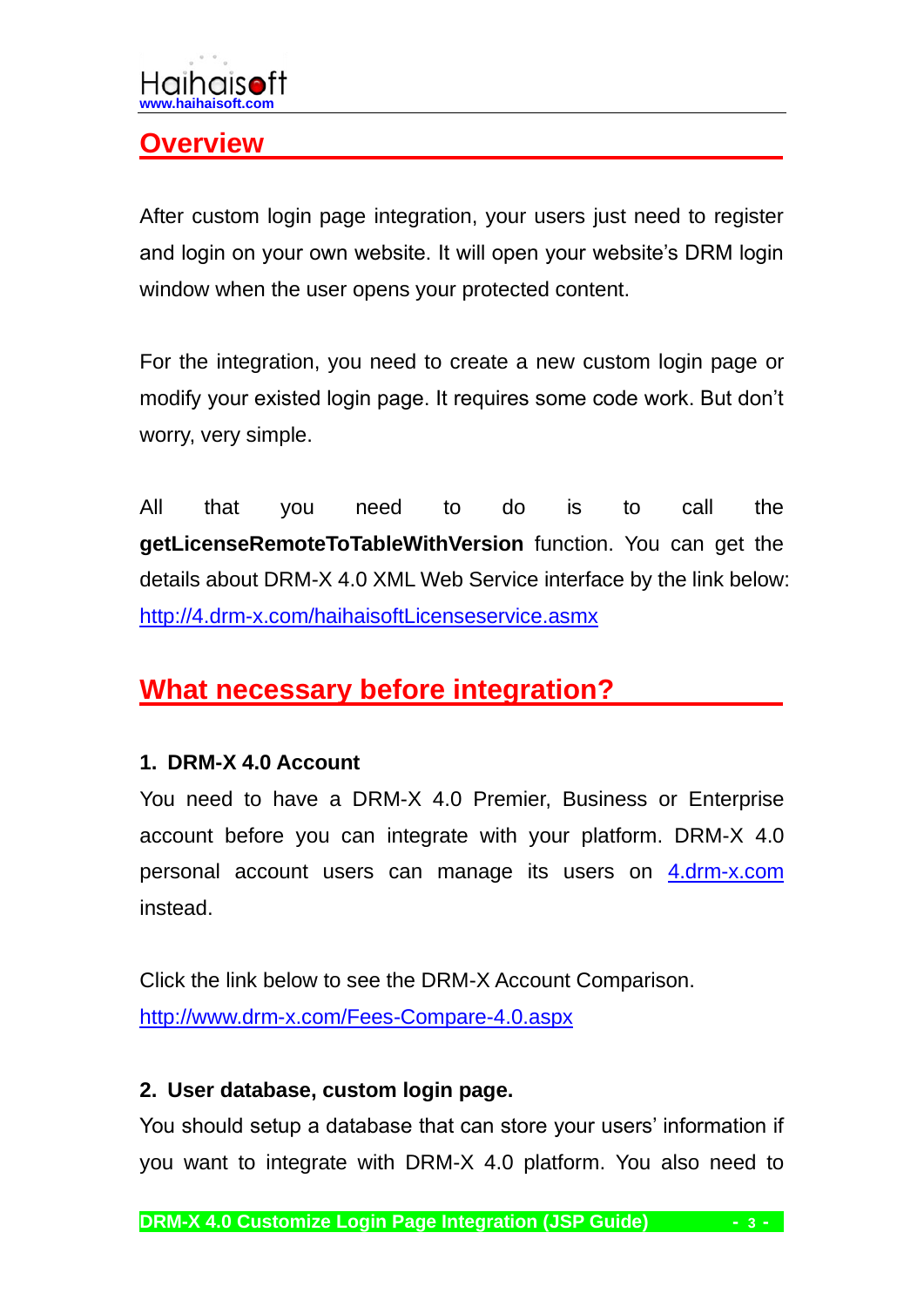## Overview

After custom login page integration, your users just need to register and login on your own website. It will open your website's DRM login window when the user opens your protected content.

For the integration, you need to create a new custom login page or modify your existed login page. It requires some code work. But don't worry, very simple.

All that you need to do is to call the **getLicenseRemoteToTableWithVersion** function. You can get the details about DRM-X 4.0 XML Web Service interface by the link below: http://4.drm-x.com/haihaisoftLicenseservice.asmx

## What necessary before integration?

**1. DRM-X 4.0 Account**

You need to have a DRM-X 4.0 Premier, Business or Enterprise account before you can integrate with your platform. DRM-X 4.0 personal account users can manage its users on 4.drm-x.com instead.

Click the link below to see the DRM-X Account Comparison.
http://www.drm-x.com/Fees-Compare-4.0.aspx

**2. User database, custom login page.**

You should setup a database that can store your users' information if you want to integrate with DRM-X 4.0 platform. You also need to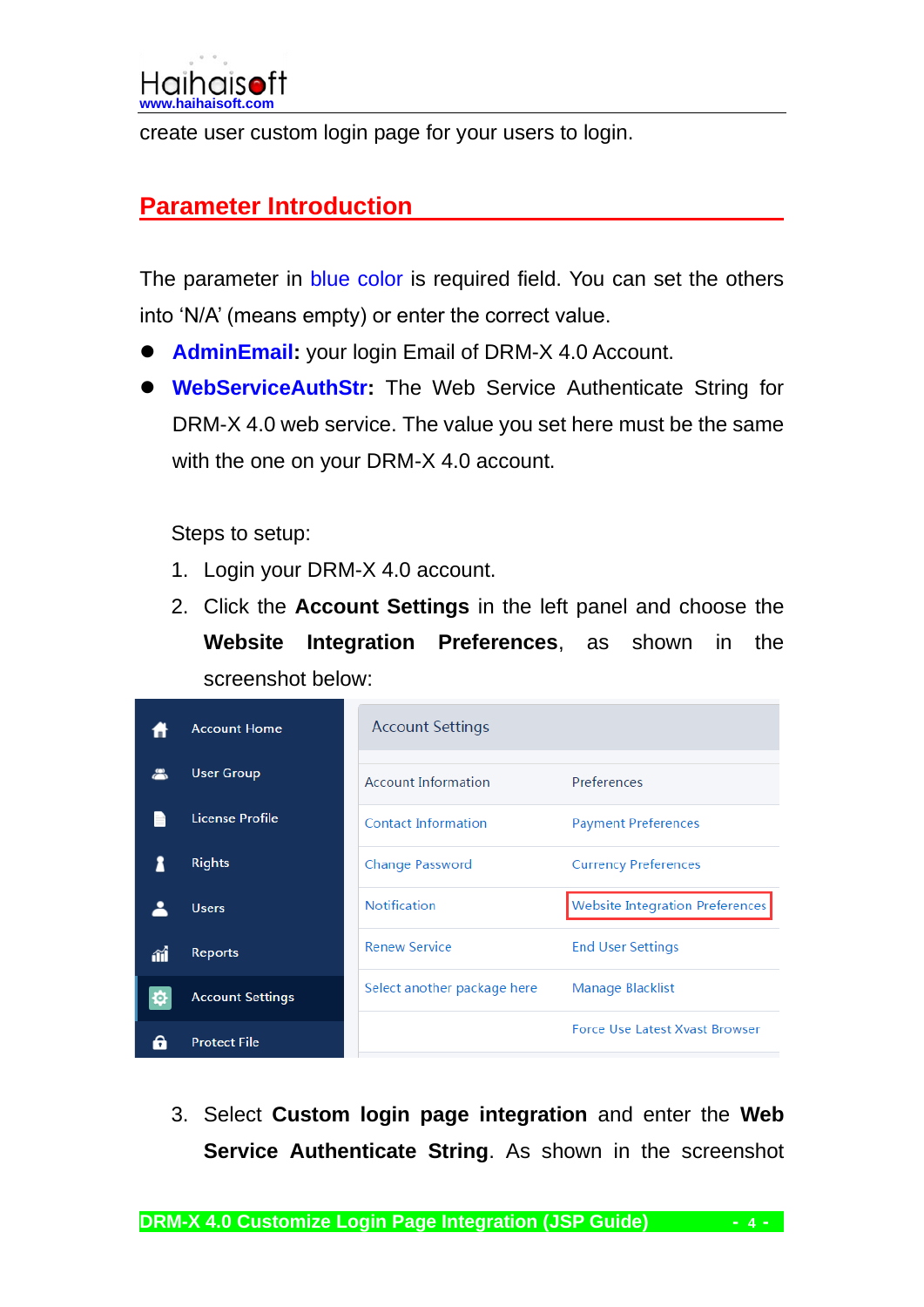create user custom login page for your users to login.

## Parameter Introduction

The parameter in blue color is required field. You can set the others into 'N/A' (means empty) or enter the correct value.

- **AdminEmail:** your login Email of DRM-X 4.0 Account.
- **WebServiceAuthStr:** The Web Service Authenticate String for DRM-X 4.0 web service. The value you set here must be the same with the one on your DRM-X 4.0 account.

Steps to setup:

1. Login your DRM-X 4.0 account.
2. Click the **Account Settings** in the left panel and choose the **Website Integration Preferences**, as shown in the screenshot below:

| Account Settings | |
|---|---|
| Account Information | Preferences |
| Contact Information | Payment Preferences |
| Change Password | Currency Preferences |
| Notification | Website Integration Preferences |
| Renew Service | End User Settings |
| Select another package here | Manage Blacklist |
| | Force Use Latest Xvast Browser |

Left panel: Account Home, User Group, License Profile, Rights, Users, Reports, Account Settings, Protect File

3. Select **Custom login page integration** and enter the **Web Service Authenticate String**. As shown in the screenshot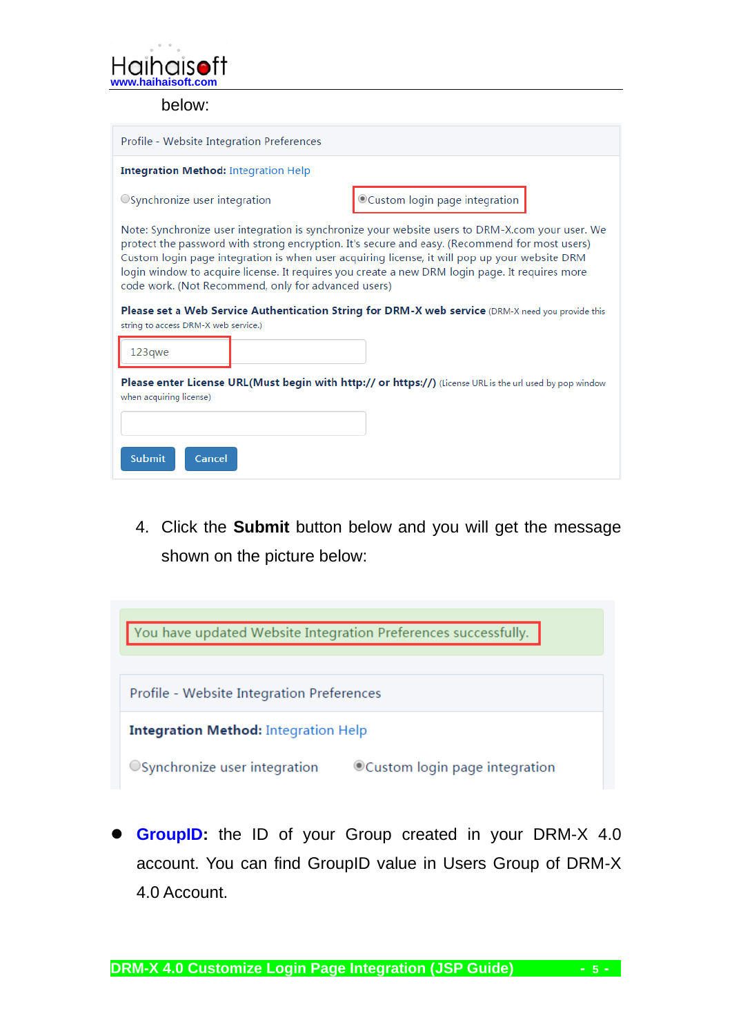below:

Profile - Website Integration Preferences

**Integration Method:** Integration Help

Synchronize user integration    Custom login page integration

Note: Synchronize user integration is synchronize your website users to DRM-X.com your user. We protect the password with strong encryption. It's secure and easy. (Recommend for most users) Custom login page integration is when user acquiring license, it will pop up your website DRM login window to acquire license. It requires you create a new DRM login page. It requires more code work. (Not Recommend, only for advanced users)

**Please set a Web Service Authentication String for DRM-X web service** (DRM-X need you provide this string to access DRM-X web service.)

123qwe

**Please enter License URL(Must begin with http:// or https://)** (License URL is the url used by pop window when acquiring license)

Submit    Cancel

4. Click the **Submit** button below and you will get the message shown on the picture below:

You have updated Website Integration Preferences successfully.

Profile - Website Integration Preferences

**Integration Method:** Integration Help

Synchronize user integration    Custom login page integration

- **GroupID**: the ID of your Group created in your DRM-X 4.0 account. You can find GroupID value in Users Group of DRM-X 4.0 Account.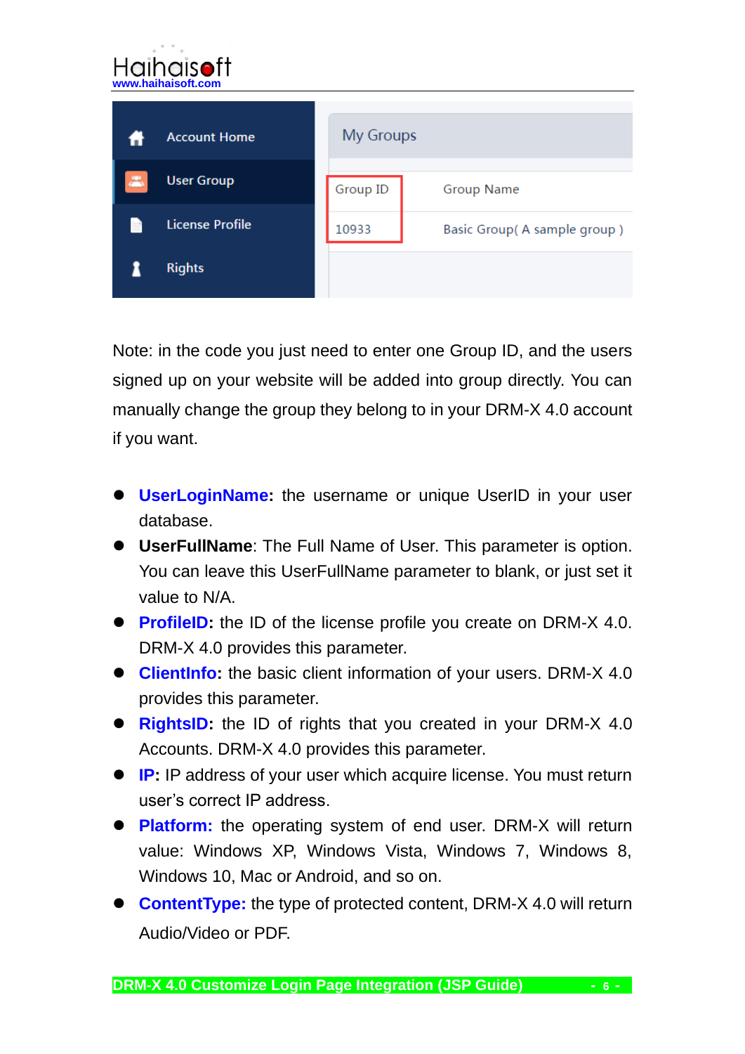Note: in the code you just need to enter one Group ID, and the users signed up on your website will be added into group directly. You can manually change the group they belong to in your DRM-X 4.0 account if you want.

- **UserLoginName:** the username or unique UserID in your user database.
- **UserFullName**: The Full Name of User. This parameter is option. You can leave this UserFullName parameter to blank, or just set it value to N/A.
- **ProfileID:** the ID of the license profile you create on DRM-X 4.0. DRM-X 4.0 provides this parameter.
- **ClientInfo:** the basic client information of your users. DRM-X 4.0 provides this parameter.
- **RightsID:** the ID of rights that you created in your DRM-X 4.0 Accounts. DRM-X 4.0 provides this parameter.
- **IP:** IP address of your user which acquire license. You must return user's correct IP address.
- **Platform:** the operating system of end user. DRM-X will return value: Windows XP, Windows Vista, Windows 7, Windows 8, Windows 10, Mac or Android, and so on.
- **ContentType:** the type of protected content, DRM-X 4.0 will return Audio/Video or PDF.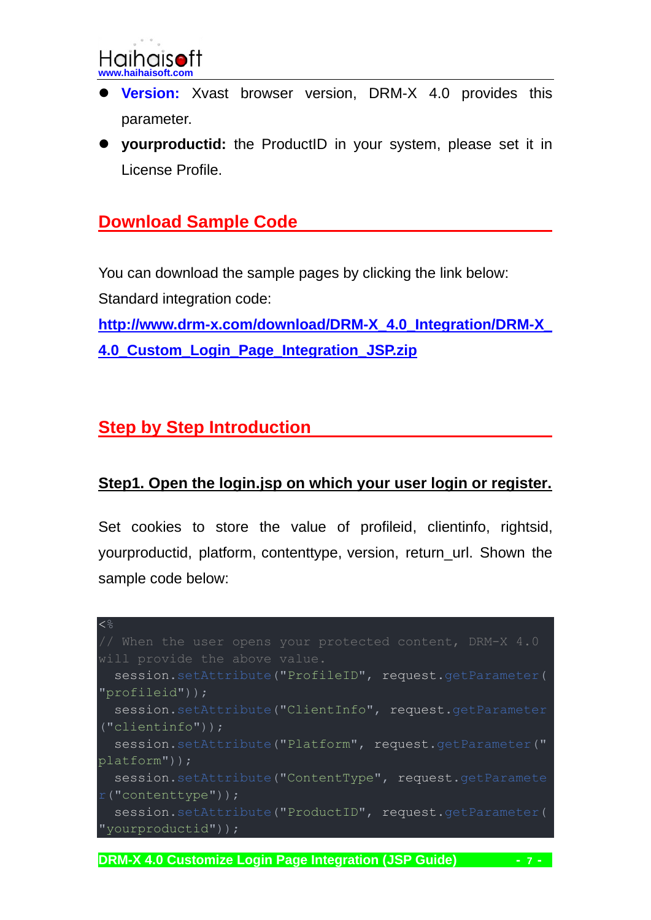- **Version:** Xvast browser version, DRM-X 4.0 provides this parameter.
- **yourproductid:** the ProductID in your system, please set it in License Profile.

## Download Sample Code

You can download the sample pages by clicking the link below:
Standard integration code:
[http://www.drm-x.com/download/DRM-X_4.0_Integration/DRM-X_4.0_Custom_Login_Page_Integration_JSP.zip](http://www.drm-x.com/download/DRM-X_4.0_Integration/DRM-X_4.0_Custom_Login_Page_Integration_JSP.zip)

## Step by Step Introduction

### Step1. Open the login.jsp on which your user login or register.

Set cookies to store the value of profileid, clientinfo, rightsid, yourproductid, platform, contenttype, version, return_url. Shown the sample code below:

```
<%
// When the user opens your protected content, DRM-X 4.0 will provide the above value.
  session.setAttribute("ProfileID", request.getParameter("profileid"));
  session.setAttribute("ClientInfo", request.getParameter("clientinfo"));
  session.setAttribute("Platform", request.getParameter("platform"));
  session.setAttribute("ContentType", request.getParameter("contenttype"));
  session.setAttribute("ProductID", request.getParameter("yourproductid"));
```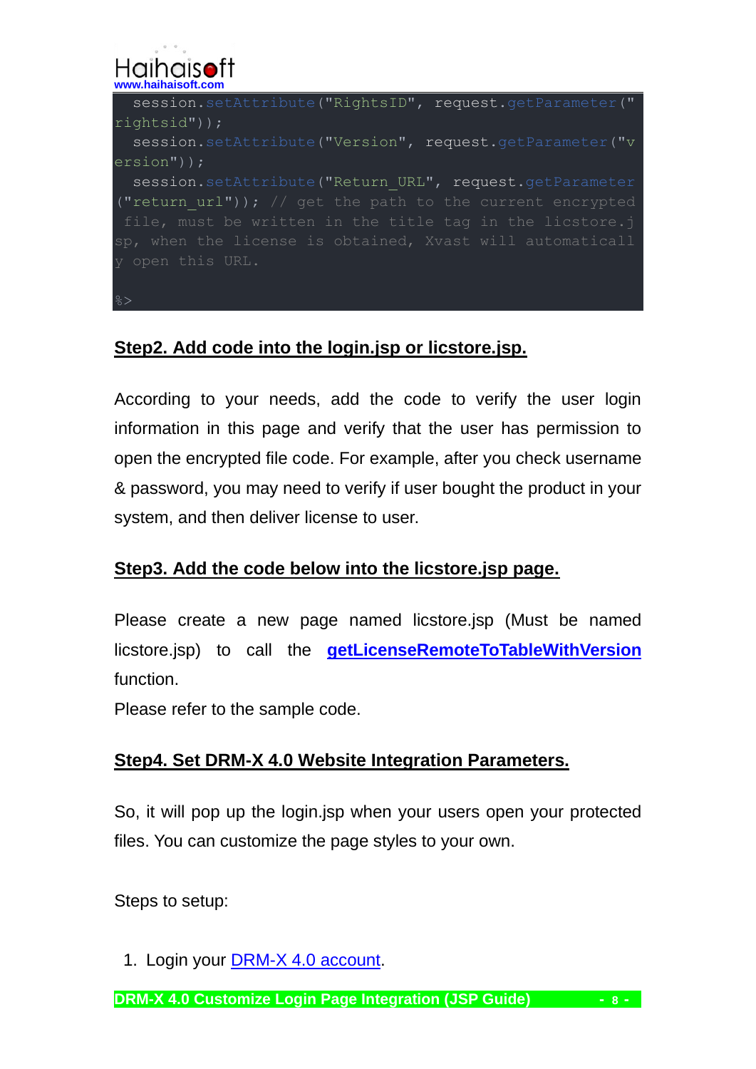```
  session.setAttribute("RightsID", request.getParameter("rightsid"));
  session.setAttribute("Version", request.getParameter("version"));
  session.setAttribute("Return_URL", request.getParameter("return_url")); // get the path to the current encrypted file, must be written in the title tag in the licstore.jsp, when the license is obtained, Xvast will automatically open this URL.

%>
```

## Step2. Add code into the login.jsp or licstore.jsp.

According to your needs, add the code to verify the user login information in this page and verify that the user has permission to open the encrypted file code. For example, after you check username & password, you may need to verify if user bought the product in your system, and then deliver license to user.

## Step3. Add the code below into the licstore.jsp page.

Please create a new page named licstore.jsp (Must be named licstore.jsp) to call the **getLicenseRemoteToTableWithVersion** function.

Please refer to the sample code.

## Step4. Set DRM-X 4.0 Website Integration Parameters.

So, it will pop up the login.jsp when your users open your protected files. You can customize the page styles to your own.

Steps to setup:

1. Login your DRM-X 4.0 account.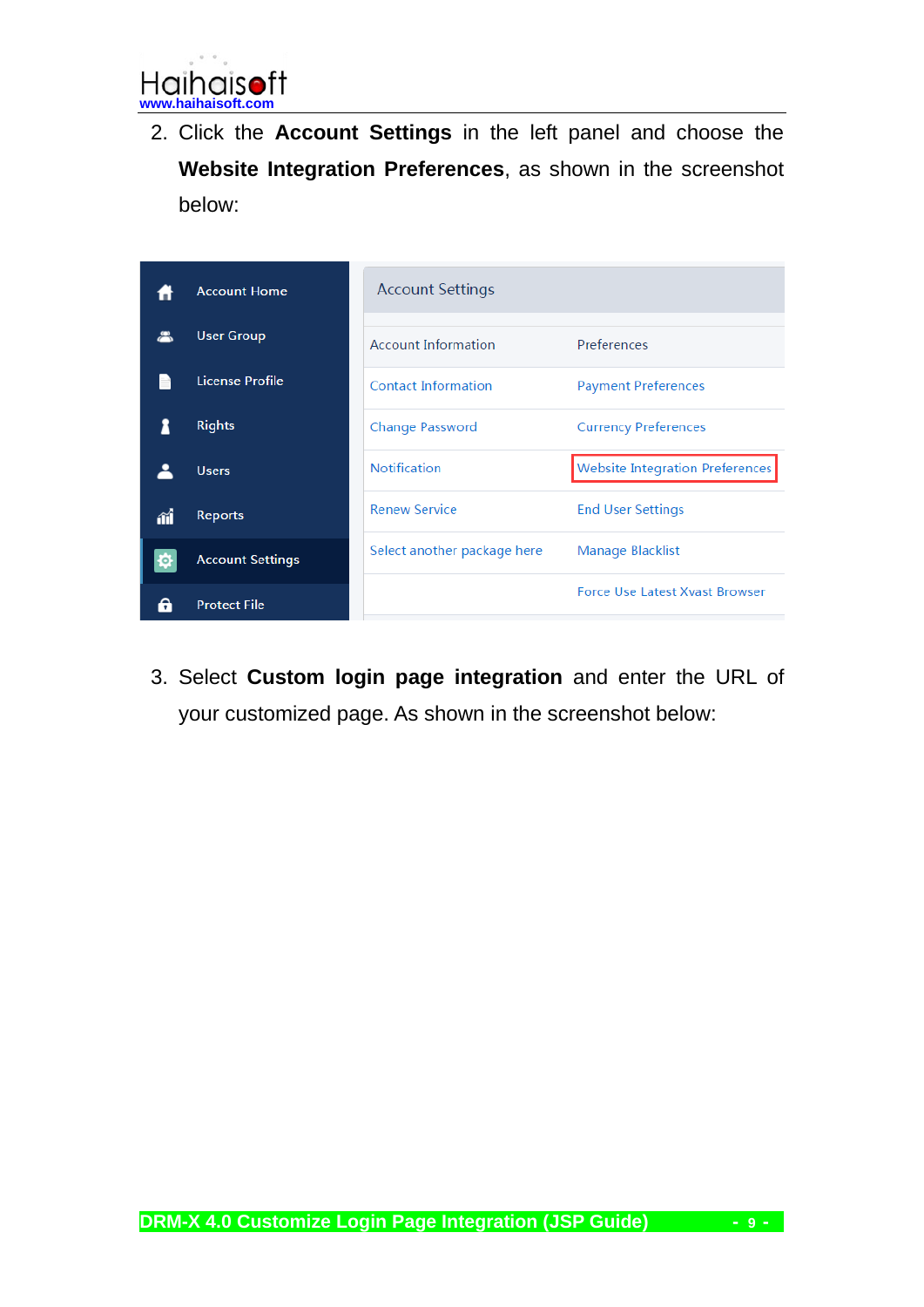2. Click the **Account Settings** in the left panel and choose the **Website Integration Preferences**, as shown in the screenshot below:

3. Select **Custom login page integration** and enter the URL of your customized page. As shown in the screenshot below: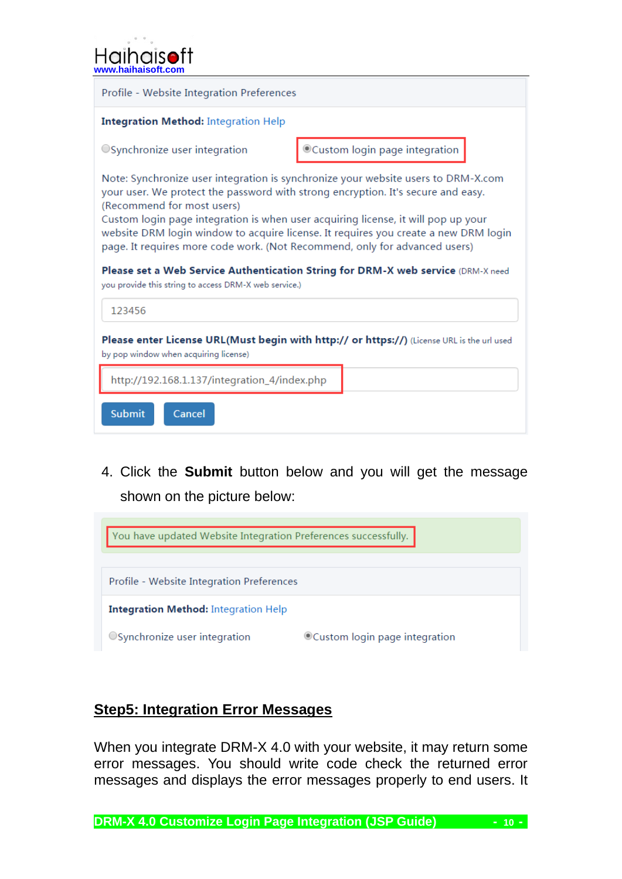Profile - Website Integration Preferences

**Integration Method:** Integration Help

○ Synchronize user integration ◉ Custom login page integration

Note: Synchronize user integration is synchronize your website users to DRM-X.com your user. We protect the password with strong encryption. It's secure and easy. (Recommend for most users)
Custom login page integration is when user acquiring license, it will pop up your website DRM login window to acquire license. It requires you create a new DRM login page. It requires more code work. (Not Recommend, only for advanced users)

**Please set a Web Service Authentication String for DRM-X web service** (DRM-X need you provide this string to access DRM-X web service.)

123456

**Please enter License URL(Must begin with http:// or https://)** (License URL is the url used by pop window when acquiring license)

http://192.168.1.137/integration_4/index.php

Submit Cancel

4. Click the **Submit** button below and you will get the message shown on the picture below:

You have updated Website Integration Preferences successfully.

Profile - Website Integration Preferences

**Integration Method:** Integration Help

○ Synchronize user integration ◉ Custom login page integration

## Step5: Integration Error Messages

When you integrate DRM-X 4.0 with your website, it may return some error messages. You should write code check the returned error messages and displays the error messages properly to end users. It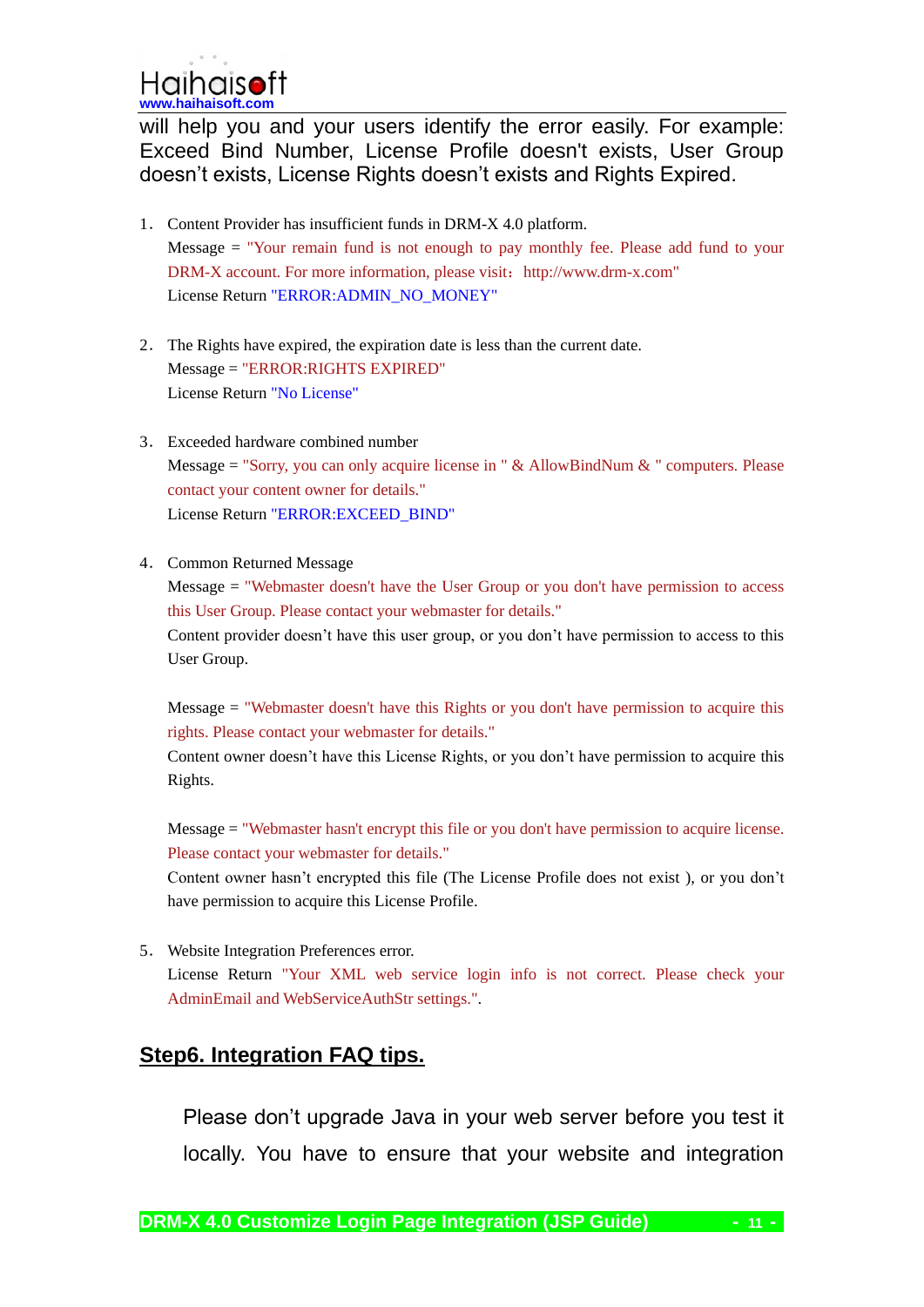will help you and your users identify the error easily. For example: Exceed Bind Number, License Profile doesn't exists, User Group doesn't exists, License Rights doesn't exists and Rights Expired.

1. Content Provider has insufficient funds in DRM-X 4.0 platform.
   Message = "Your remain fund is not enough to pay monthly fee. Please add fund to your DRM-X account. For more information, please visit：http://www.drm-x.com"
   License Return "ERROR:ADMIN_NO_MONEY"

2. The Rights have expired, the expiration date is less than the current date.
   Message = "ERROR:RIGHTS EXPIRED"
   License Return "No License"

3. Exceeded hardware combined number
   Message = "Sorry, you can only acquire license in " & AllowBindNum & " computers. Please contact your content owner for details."
   License Return "ERROR:EXCEED_BIND"

4. Common Returned Message
   Message = "Webmaster doesn't have the User Group or you don't have permission to access this User Group. Please contact your webmaster for details."
   Content provider doesn't have this user group, or you don't have permission to access to this User Group.

   Message = "Webmaster doesn't have this Rights or you don't have permission to acquire this rights. Please contact your webmaster for details."
   Content owner doesn't have this License Rights, or you don't have permission to acquire this Rights.

   Message = "Webmaster hasn't encrypt this file or you don't have permission to acquire license. Please contact your webmaster for details."
   Content owner hasn't encrypted this file (The License Profile does not exist ), or you don't have permission to acquire this License Profile.

5. Website Integration Preferences error.
   License Return "Your XML web service login info is not correct. Please check your AdminEmail and WebServiceAuthStr settings.".

## Step6. Integration FAQ tips.

Please don't upgrade Java in your web server before you test it locally. You have to ensure that your website and integration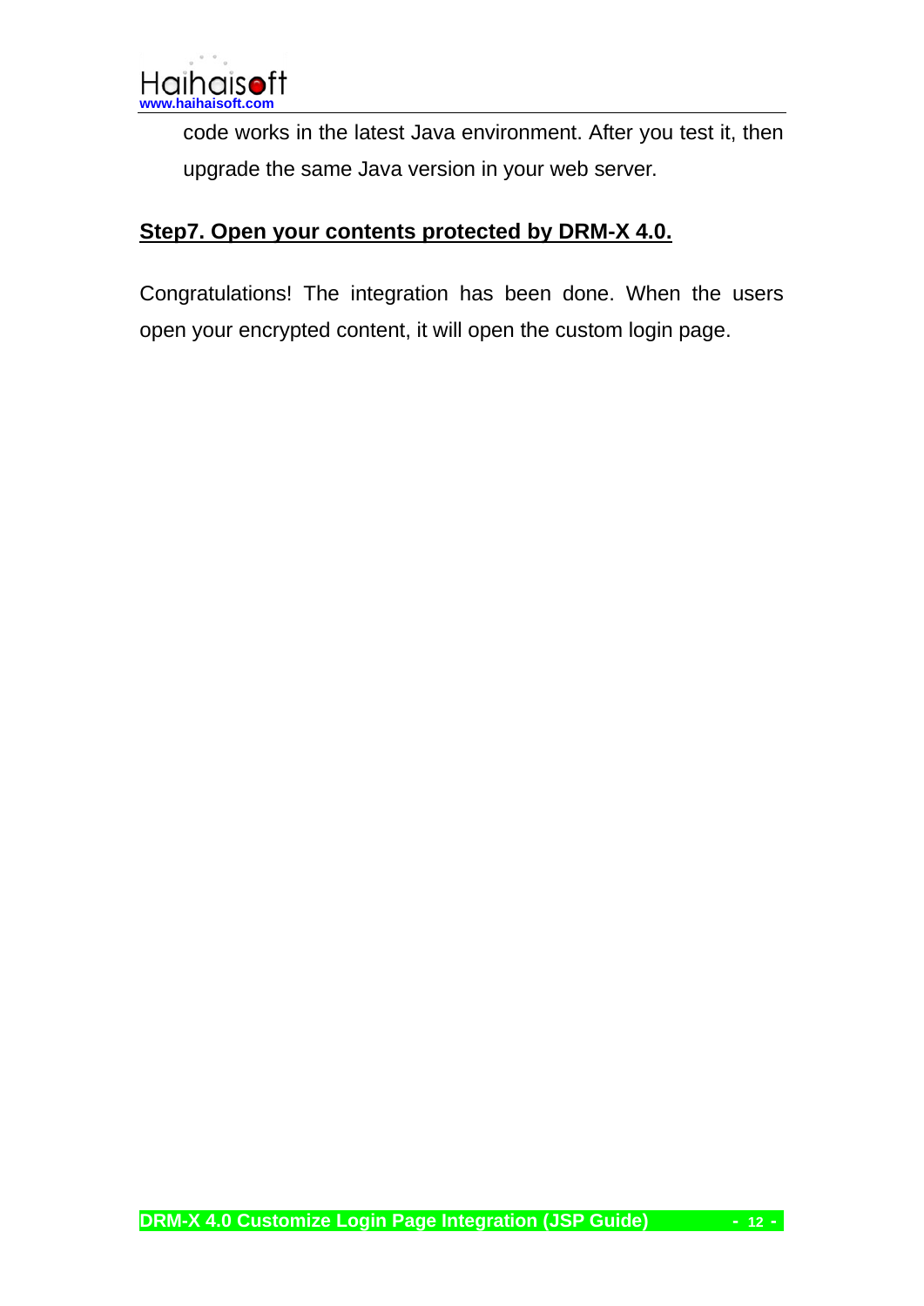code works in the latest Java environment. After you test it, then upgrade the same Java version in your web server.

## Step7. Open your contents protected by DRM-X 4.0.

Congratulations! The integration has been done. When the users open your encrypted content, it will open the custom login page.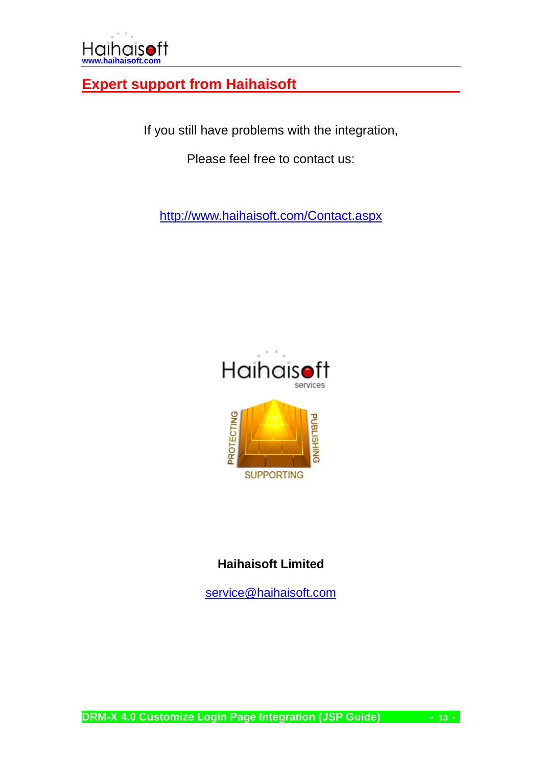## Expert support from Haihaisoft

If you still have problems with the integration,

Please feel free to contact us:

http://www.haihaisoft.com/Contact.aspx

**Haihaisoft Limited**

service@haihaisoft.com